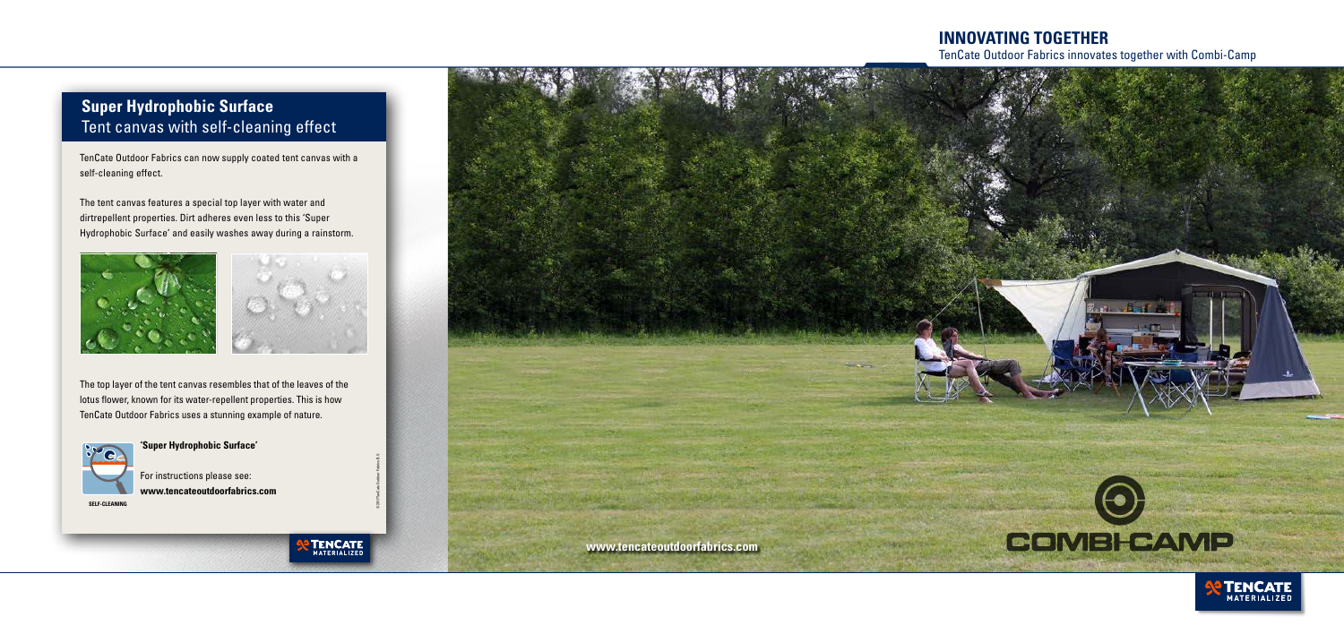# INNOVATING TOGETHER

TenCate Outdoor Fabrics innovates together with Combi-Camp

## Super Hydrophobic Surface

Tent canvas with self-cleaning effect

TenCate Outdoor Fabrics can now supply coated tent canvas with a self-cleaning effect.

The tent canvas features a special top layer with water and dirtrepellent properties. Dirt adheres even less to this 'Super Hydrophobic Surface' and easily washes away during a rainstorm.

The top layer of the tent canvas resembles that of the leaves of the lotus flower, known for its water-repellent properties. This is how TenCate Outdoor Fabrics uses a stunning example of nature.

**'Super Hydrophobic Surface'**

For instructions please see:
**www.tencateoutdoorfabrics.com**

SELF-CLEANING

**www.tencateoutdoorfabrics.com**

COMBI-CAMP

TENCATE MATERIALIZED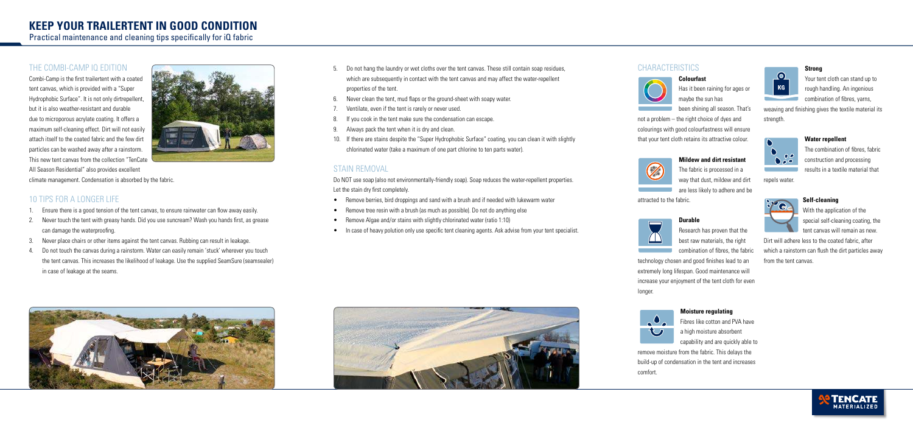# KEEP YOUR TRAILERTENT IN GOOD CONDITION

Practical maintenance and cleaning tips specifically for iQ fabric

## THE COMBI-CAMP IQ EDITION

Combi-Camp is the first trailertent with a coated tent canvas, which is provided with a "Super Hydrophobic Surface". It is not only dirtrepellent, but it is also weather-resistant and durable due to microporous acrylate coating. It offers a maximum self-cleaning effect. Dirt will not easily attach itself to the coated fabric and the few dirt particles can be washed away after a rainstorm. This new tent canvas from the collection "TenCate All Season Residential" also provides excellent climate management. Condensation is absorbed by the fabric.

## 10 TIPS FOR A LONGER LIFE

1. Ensure there is a good tension of the tent canvas, to ensure rainwater can flow away easily.
2. Never touch the tent with greasy hands. Did you use suncream? Wash you hands first, as grease can damage the waterproofing.
3. Never place chairs or other items against the tent canvas. Rubbing can result in leakage.
4. Do not touch the canvas during a rainstorm. Water can easily remain 'stuck' wherever you touch the tent canvas. This increases the likelihood of leakage. Use the supplied SeamSure (seamsealer) in case of leakage at the seams.
5. Do not hang the laundry or wet cloths over the tent canvas. These still contain soap residues, which are subsequently in contact with the tent canvas and may affect the water-repellent properties of the tent.
6. Never clean the tent, mud flaps or the ground-sheet with soapy water.
7. Ventilate, even if the tent is rarely or never used.
8. If you cook in the tent make sure the condensation can escape.
9. Always pack the tent when it is dry and clean.
10. If there are stains despite the "Super Hydrophobic Surface" coating, you can clean it with slightly chlorinated water (take a maximum of one part chlorine to ten parts water).

## STAIN REMOVAL

Do NOT use soap (also not environmentally-friendly soap). Soap reduces the water-repellent properties. Let the stain dry first completely.

- Remove berries, bird droppings and sand with a brush and if needed with lukewarm water
- Remove tree resin with a brush (as much as possible). Do not do anything else
- Remove Algae and/or stains with slightly chlorinated water (ratio 1:10)
- In case of heavy polution only use specific tent cleaning agents. Ask advise from your tent specialist.

## CHARACTERISTICS

**Colourfast**

Has it been raining for ages or maybe the sun has been shining all season. That's not a problem – the right choice of dyes and colourings with good colourfastness will ensure that your tent cloth retains its attractive colour.

**Mildew and dirt resistant**

The fabric is processed in a way that dust, mildew and dirt are less likely to adhere and be attracted to the fabric.

**Durable**

Research has proven that the best raw materials, the right combination of fibres, the fabric technology chosen and good finishes lead to an extremely long lifespan. Good maintenance will increase your enjoyment of the tent cloth for even longer.

**Moisture regulating**

Fibres like cotton and PVA have a high moisture absorbent capability and are quickly able to remove moisture from the fabric. This delays the build-up of condensation in the tent and increases comfort.

**Strong**

Your tent cloth can stand up to rough handling. An ingenious combination of fibres, yarns, weaving and finishing gives the textile material its strength.

**Water repellent**

The combination of fibres, fabric construction and processing results in a textile material that repels water.

**Self-cleaning**

With the application of the special self-cleaning coating, the tent canvas will remain as new. Dirt will adhere less to the coated fabric, after which a rainstorm can flush the dirt particles away from the tent canvas.

TENCATE MATERIALIZED